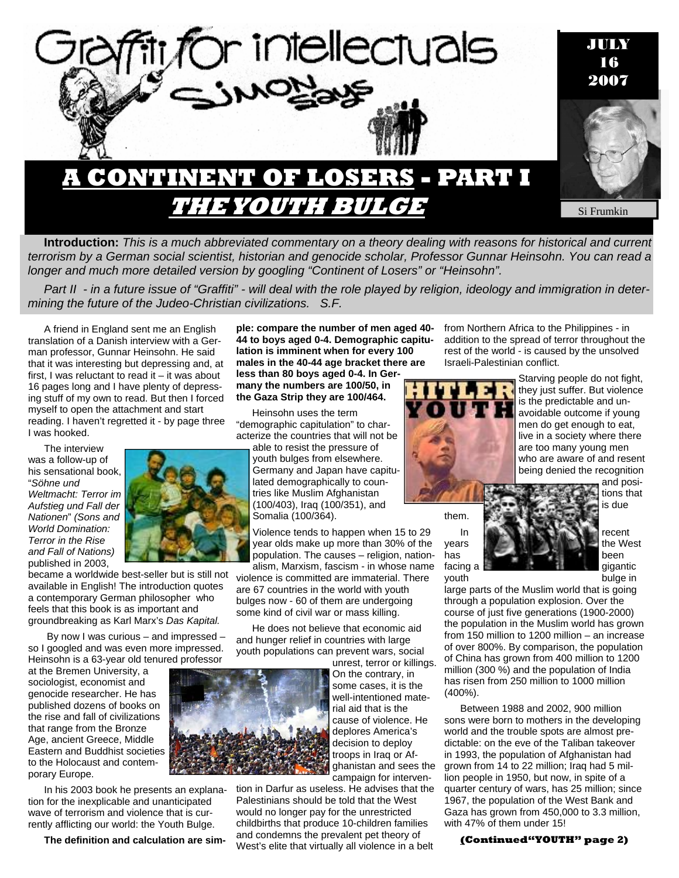# Graffiti for intellectuals

## SIMON says

JULY 16 2007

Si Frumkin

# A CONTINENT OF LOSERS - PART I

## *THE YOUTH BULGE*

**Introduction:** *This is a much abbreviated commentary on a theory dealing with reasons for historical and current terrorism by a German social scientist, historian and genocide scholar, Professor Gunnar Heinsohn. You can read a longer and much more detailed version by googling "Continent of Losers" or "Heinsohn".*

*Part II - in a future issue of "Graffiti" - will deal with the role played by religion, ideology and immigration in determining the future of the Judeo-Christian civilizations. S.F.*

A friend in England sent me an English translation of a Danish interview with a German professor, Gunnar Heinsohn. He said that it was interesting but depressing and, at first, I was reluctant to read it – it was about 16 pages long and I have plenty of depressing stuff of my own to read. But then I forced myself to open the attachment and start reading. I haven't regretted it - by page three I was hooked.

The interview was a follow-up of his sensational book, "*Söhne und Weltmacht: Terror im Aufstieg und Fall der Nationen*" *(Sons and World Domination: Terror in the Rise and Fall of Nations)* published in 2003, became a worldwide best-seller but is still not available in English! The introduction quotes a contemporary German philosopher who feels that this book is as important and groundbreaking as Karl Marx's *Das Kapital.*

By now I was curious – and impressed – so I googled and was even more impressed. Heinsohn is a 63-year old tenured professor at the Bremen University, a sociologist, economist and genocide researcher. He has published dozens of books on the rise and fall of civilizations that range from the Bronze Age, ancient Greece, Middle Eastern and Buddhist societies to the Holocaust and contemporary Europe.

In his 2003 book he presents an explanation for the inexplicable and unanticipated wave of terrorism and violence that is currently afflicting our world: the Youth Bulge.

**The definition and calculation are simple: compare the number of men aged 40-44 to boys aged 0-4. Demographic capitulation is imminent when for every 100 males in the 40-44 age bracket there are less than 80 boys aged 0-4. In Germany the numbers are 100/50, in the Gaza Strip they are 100/464.**

Heinsohn uses the term "demographic capitulation" to characterize the countries that will not be able to resist the pressure of youth bulges from elsewhere. Germany and Japan have capitulated demographically to countries like Muslim Afghanistan (100/403), Iraq (100/351), and Somalia (100/364).

Violence tends to happen when 15 to 29 year olds make up more than 30% of the population. The causes – religion, nationalism, Marxism, fascism - in whose name violence is committed are immaterial. There are 67 countries in the world with youth bulges now - 60 of them are undergoing some kind of civil war or mass killing.

He does not believe that economic aid and hunger relief in countries with large youth populations can prevent wars, social unrest, terror or killings. On the contrary, in some cases, it is the well-intentioned material aid that is the cause of violence. He deplores America's decision to deploy troops in Iraq or Afghanistan and sees the campaign for intervention in Darfur as useless. He advises that the Palestinians should be told that the West would no longer pay for the unrestricted childbirths that produce 10-children families and condemns the prevalent pet theory of West's elite that virtually all violence in a belt from Northern Africa to the Philippines - in addition to the spread of terror throughout the rest of the world - is caused by the unsolved Israeli-Palestinian conflict.

HITLER YOUTH

Starving people do not fight, they just suffer. But violence is the predictable and unavoidable outcome if young men do get enough to eat, live in a society where there are too many young men who are aware of and resent being denied the recognition and positions that is due them.

In recent years the West has been facing a gigantic youth bulge in large parts of the Muslim world that is going through a population explosion. Over the course of just five generations (1900-2000) the population in the Muslim world has grown from 150 million to 1200 million – an increase of over 800%. By comparison, the population of China has grown from 400 million to 1200 million (300 %) and the population of India has risen from 250 million to 1000 million (400%).

Between 1988 and 2002, 900 million sons were born to mothers in the developing world and the trouble spots are almost predictable: on the eve of the Taliban takeover in 1993, the population of Afghanistan had grown from 14 to 22 million; Iraq had 5 million people in 1950, but now, in spite of a quarter century of wars, has 25 million; since 1967, the population of the West Bank and Gaza has grown from 450,000 to 3.3 million, with 47% of them under 15!

**(Continued"YOUTH" page 2)**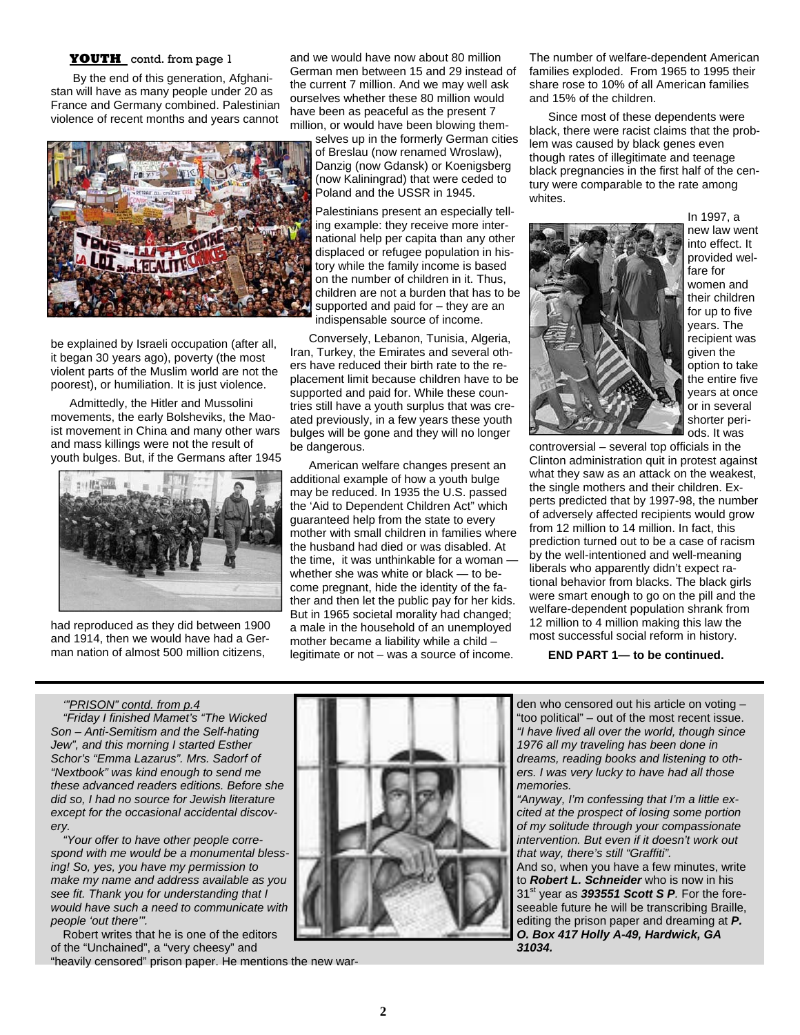**YOUTH** contd. from page 1

By the end of this generation, Afghanistan will have as many people under 20 as France and Germany combined. Palestinian violence of recent months and years cannot be explained by Israeli occupation (after all, it began 30 years ago), poverty (the most violent parts of the Muslim world are not the poorest), or humiliation. It is just violence.

Admittedly, the Hitler and Mussolini movements, the early Bolsheviks, the Maoist movement in China and many other wars and mass killings were not the result of youth bulges. But, if the Germans after 1945 had reproduced as they did between 1900 and 1914, then we would have had a German nation of almost 500 million citizens, and we would have now about 80 million German men between 15 and 29 instead of the current 7 million. And we may well ask ourselves whether these 80 million would have been as peaceful as the present 7 million, or would have been blowing themselves up in the formerly German cities of Breslau (now renamed Wroslaw), Danzig (now Gdansk) or Koenigsberg (now Kaliningrad) that were ceded to Poland and the USSR in 1945.

Palestinians present an especially telling example: they receive more international help per capita than any other displaced or refugee population in history while the family income is based on the number of children in it. Thus, children are not a burden that has to be supported and paid for – they are an indispensable source of income.

Conversely, Lebanon, Tunisia, Algeria, Iran, Turkey, the Emirates and several others have reduced their birth rate to the replacement limit because children have to be supported and paid for. While these countries still have a youth surplus that was created previously, in a few years these youth bulges will be gone and they will no longer be dangerous.

American welfare changes present an additional example of how a youth bulge may be reduced. In 1935 the U.S. passed the 'Aid to Dependent Children Act" which guaranteed help from the state to every mother with small children in families where the husband had died or was disabled. At the time, it was unthinkable for a woman — whether she was white or black — to become pregnant, hide the identity of the father and then let the public pay for her kids. But in 1965 societal morality had changed; a male in the household of an unemployed mother became a liability while a child – legitimate or not – was a source of income.

The number of welfare-dependent American families exploded. From 1965 to 1995 their share rose to 10% of all American families and 15% of the children.

Since most of these dependents were black, there were racist claims that the problem was caused by black genes even though rates of illegitimate and teenage black pregnancies in the first half of the century were comparable to the rate among whites.

In 1997, a new law went into effect. It provided welfare for women and their children for up to five years. The recipient was given the option to take the entire five years at once or in several shorter periods. It was controversial – several top officials in the Clinton administration quit in protest against what they saw as an attack on the weakest, the single mothers and their children. Experts predicted that by 1997-98, the number of adversely affected recipients would grow from 12 million to 14 million. In fact, this prediction turned out to be a case of racism by the well-intentioned and well-meaning liberals who apparently didn't expect rational behavior from blacks. The black girls were smart enough to go on the pill and the welfare-dependent population shrank from 12 million to 4 million making this law the most successful social reform in history.

**END PART 1— to be continued.**

---

*"PRISON" contd. from p.4*

*"Friday I finished Mamet's "The Wicked Son – Anti-Semitism and the Self-hating Jew", and this morning I started Esther Schor's "Emma Lazarus". Mrs. Sadorf of "Nextbook" was kind enough to send me these advanced readers editions. Before she did so, I had no source for Jewish literature except for the occasional accidental discovery.*

*"Your offer to have other people correspond with me would be a monumental blessing! So, yes, you have my permission to make my name and address available as you see fit. Thank you for understanding that I would have such a need to communicate with people 'out there'".*

Robert writes that he is one of the editors of the "Unchained", a "very cheesy" and "heavily censored" prison paper. He mentions the new warden who censored out his article on voting – "too political" – out of the most recent issue. *"I have lived all over the world, though since 1976 all my traveling has been done in dreams, reading books and listening to others. I was very lucky to have had all those memories.*

*"Anyway, I'm confessing that I'm a little excited at the prospect of losing some portion of my solitude through your compassionate intervention. But even if it doesn't work out that way, there's still "Graffiti".*

And so, when you have a few minutes, write to ***Robert L. Schneider*** who is now in his 31st year as ***393551 Scott S P***. For the foreseeable future he will be transcribing Braille, editing the prison paper and dreaming at ***P. O. Box 417 Holly A-49, Hardwick, GA 31034.***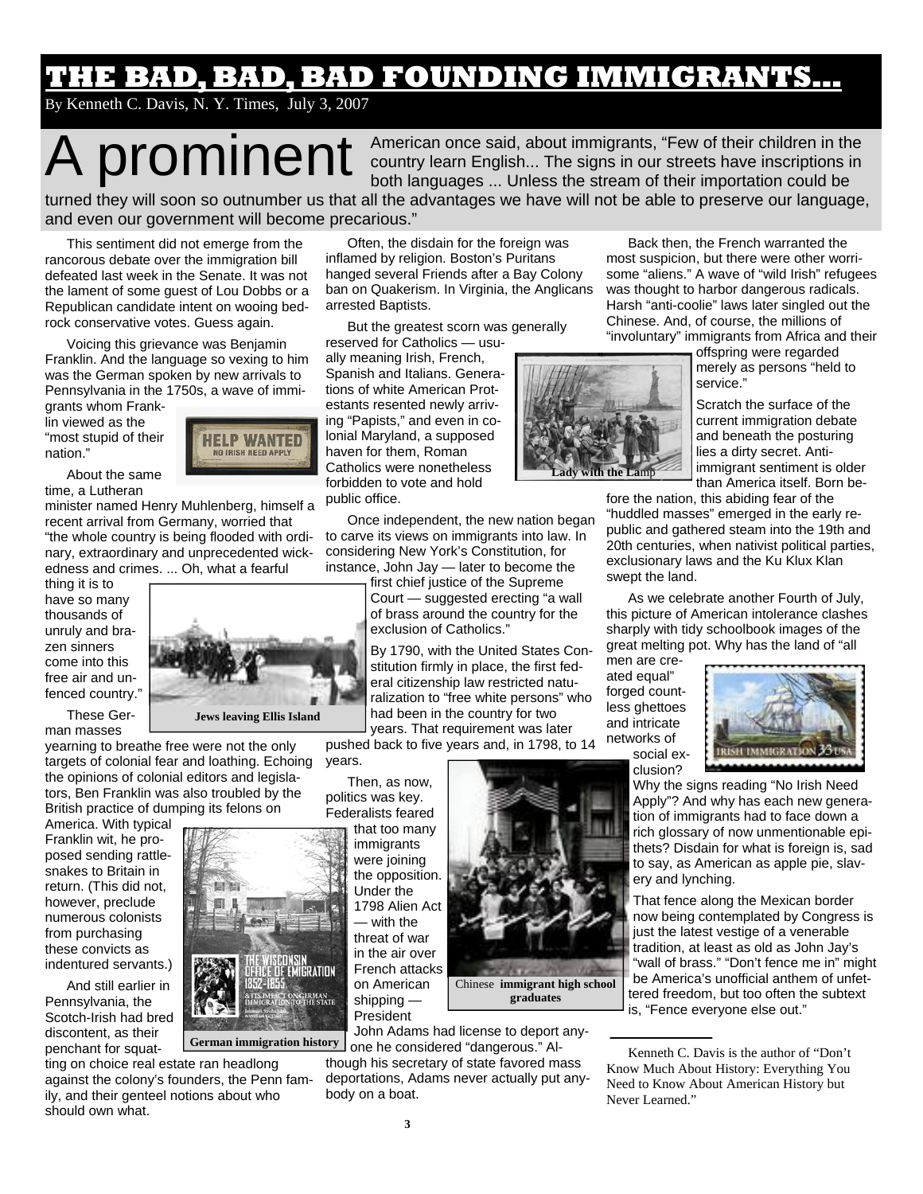# THE BAD, BAD, BAD FOUNDING IMMIGRANTS...

By Kenneth C. Davis, N. Y. Times, July 3, 2007

A prominent American once said, about immigrants, "Few of their children in the country learn English... The signs in our streets have inscriptions in both languages ... Unless the stream of their importation could be turned they will soon so outnumber us that all the advantages we have will not be able to preserve our language, and even our government will become precarious."

This sentiment did not emerge from the rancorous debate over the immigration bill defeated last week in the Senate. It was not the lament of some guest of Lou Dobbs or a Republican candidate intent on wooing bedrock conservative votes. Guess again.

Voicing this grievance was Benjamin Franklin. And the language so vexing to him was the German spoken by new arrivals to Pennsylvania in the 1750s, a wave of immigrants whom Franklin viewed as the "most stupid of their nation."

About the same time, a Lutheran minister named Henry Muhlenberg, himself a recent arrival from Germany, worried that "the whole country is being flooded with ordinary, extraordinary and unprecedented wickedness and crimes. ... Oh, what a fearful thing it is to have so many thousands of unruly and brazen sinners come into this free air and unfenced country."

These German masses yearning to breathe free were not the only targets of colonial fear and loathing. Echoing the opinions of colonial editors and legislators, Ben Franklin was also troubled by the British practice of dumping its felons on America. With typical Franklin wit, he proposed sending rattlesnakes to Britain in return. (This did not, however, preclude numerous colonists from purchasing these convicts as indentured servants.)

And still earlier in Pennsylvania, the Scotch-Irish had bred discontent, as their penchant for squatting on choice real estate ran headlong against the colony's founders, the Penn family, and their genteel notions about who should own what.

Jews leaving Ellis Island

German immigration history

Often, the disdain for the foreign was inflamed by religion. Boston's Puritans hanged several Friends after a Bay Colony ban on Quakerism. In Virginia, the Anglicans arrested Baptists.

But the greatest scorn was generally reserved for Catholics — usually meaning Irish, French, Spanish and Italians. Generations of white American Protestants resented newly arriving "Papists," and even in colonial Maryland, a supposed haven for them, Roman Catholics were nonetheless forbidden to vote and hold public office.

Once independent, the new nation began to carve its views on immigrants into law. In considering New York's Constitution, for instance, John Jay — later to become the first chief justice of the Supreme Court — suggested erecting "a wall of brass around the country for the exclusion of Catholics."

By 1790, with the United States Constitution firmly in place, the first federal citizenship law restricted naturalization to "free white persons" who had been in the country for two years. That requirement was later pushed back to five years and, in 1798, to 14 years.

Then, as now, politics was key. Federalists feared that too many immigrants were joining the opposition. Under the 1798 Alien Act — with the threat of war in the air over French attacks on American shipping — President John Adams had license to deport anyone he considered "dangerous." Although his secretary of state favored mass deportations, Adams never actually put anybody on a boat.

Lady with the Lamp

Chinese immigrant high school graduates

Back then, the French warranted the most suspicion, but there were other worrisome "aliens." A wave of "wild Irish" refugees was thought to harbor dangerous radicals. Harsh "anti-coolie" laws later singled out the Chinese. And, of course, the millions of "involuntary" immigrants from Africa and their offspring were regarded merely as persons "held to service."

Scratch the surface of the current immigration debate and beneath the posturing lies a dirty secret. Anti-immigrant sentiment is older than America itself. Born before the nation, this abiding fear of the "huddled masses" emerged in the early republic and gathered steam into the 19th and 20th centuries, when nativist political parties, exclusionary laws and the Ku Klux Klan swept the land.

As we celebrate another Fourth of July, this picture of American intolerance clashes sharply with tidy schoolbook images of the great melting pot. Why has the land of "all men are created equal" forged countless ghettoes and intricate networks of social exclusion? Why the signs reading "No Irish Need Apply"? And why has each new generation of immigrants had to face down a rich glossary of now unmentionable epithets? Disdain for what is foreign is, sad to say, as American as apple pie, slavery and lynching.

That fence along the Mexican border now being contemplated by Congress is just the latest vestige of a venerable tradition, at least as old as John Jay's "wall of brass." "Don't fence me in" might be America's unofficial anthem of unfettered freedom, but too often the subtext is, "Fence everyone else out."

---

Kenneth C. Davis is the author of "Don't Know Much About History: Everything You Need to Know About American History but Never Learned."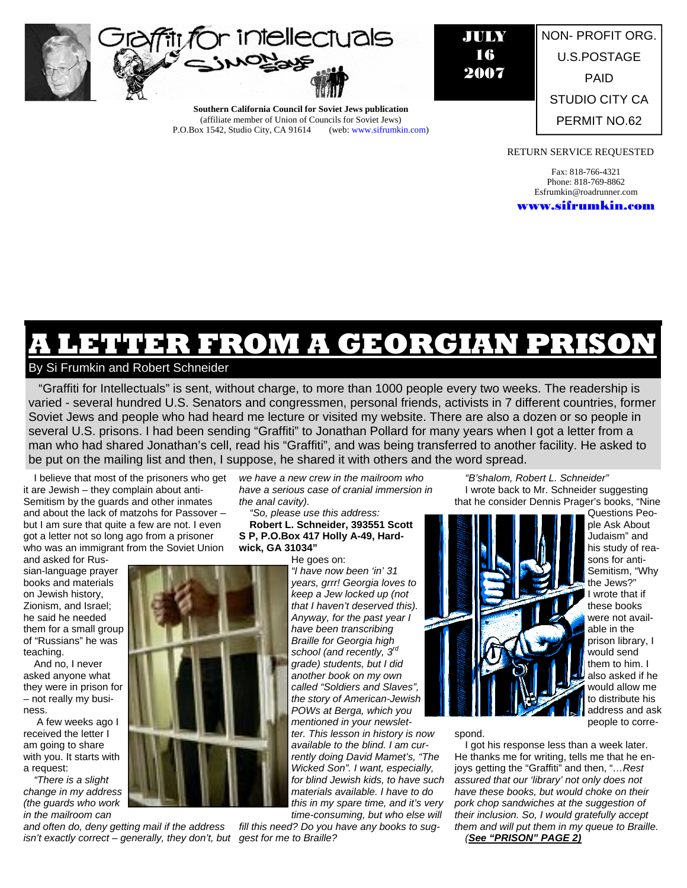Graffiti for intellectuals
Simon Says

**Southern California Council for Soviet Jews publication**
(affiliate member of Union of Councils for Soviet Jews)
P.O.Box 1542, Studio City, CA 91614 (web: www.sifrumkin.com)

**JULY 16 2007**

NON- PROFIT ORG.
U.S.POSTAGE
PAID
STUDIO CITY CA
PERMIT NO.62

RETURN SERVICE REQUESTED

Fax: 818-766-4321
Phone: 818-769-8862
Esfrumkin@roadrunner.com
**www.sifrumkin.com**

# A LETTER FROM A GEORGIAN PRISON

By Si Frumkin and Robert Schneider

"Graffiti for Intellectuals" is sent, without charge, to more than 1000 people every two weeks. The readership is varied - several hundred U.S. Senators and congressmen, personal friends, activists in 7 different countries, former Soviet Jews and people who had heard me lecture or visited my website. There are also a dozen or so people in several U.S. prisons. I had been sending "Graffiti" to Jonathan Pollard for many years when I got a letter from a man who had shared Jonathan's cell, read his "Graffiti", and was being transferred to another facility. He asked to be put on the mailing list and then, I suppose, he shared it with others and the word spread.

I believe that most of the prisoners who get it are Jewish – they complain about anti-Semitism by the guards and other inmates and about the lack of matzohs for Passover – but I am sure that quite a few are not. I even got a letter not so long ago from a prisoner who was an immigrant from the Soviet Union and asked for Russian-language prayer books and materials on Jewish history, Zionism, and Israel; he said he needed them for a small group of "Russians" he was teaching.

And no, I never asked anyone what they were in prison for – not really my business.

A few weeks ago I received the letter I am going to share with you. It starts with a request:

*"There is a slight change in my address (the guards who work in the mailroom can and often do, deny getting mail if the address isn't exactly correct – generally, they don't, but we have a new crew in the mailroom who have a serious case of cranial immersion in the anal cavity).*

*"So, please use this address:*

**Robert L. Schneider, 393551 Scott S P, P.O.Box 417 Holly A-49, Hardwick, GA 31034"**

He goes on:

*"I have now been 'in' 31 years, grrr! Georgia loves to keep a Jew locked up (not that I haven't deserved this). Anyway, for the past year I have been transcribing Braille for Georgia high school (and recently, 3rd grade) students, but I did another book on my own called "Soldiers and Slaves", the story of American-Jewish POWs at Berga, which you mentioned in your newsletter. This lesson in history is now available to the blind. I am currently doing David Mamet's, "The Wicked Son". I want, especially, for blind Jewish kids, to have such materials available. I have to do this in my spare time, and it's very time-consuming, but who else will fill this need? Do you have any books to suggest for me to Braille?*

*"B'shalom, Robert L. Schneider"*

I wrote back to Mr. Schneider suggesting that he consider Dennis Prager's books, "Nine Questions People Ask About Judaism" and his study of reasons for anti-Semitism, "Why the Jews?" I wrote that if these books were not available in the prison library, I would send them to him. I also asked if he would allow me to distribute his address and ask people to correspond.

I got his response less than a week later. He thanks me for writing, tells me that he enjoys getting the "Graffiti" and then, "*…Rest assured that our 'library' not only does not have these books, but would choke on their pork chop sandwiches at the suggestion of their inclusion. So, I would gratefully accept them and will put them in my queue to Braille.*

*(**See "PRISON" PAGE 2)***